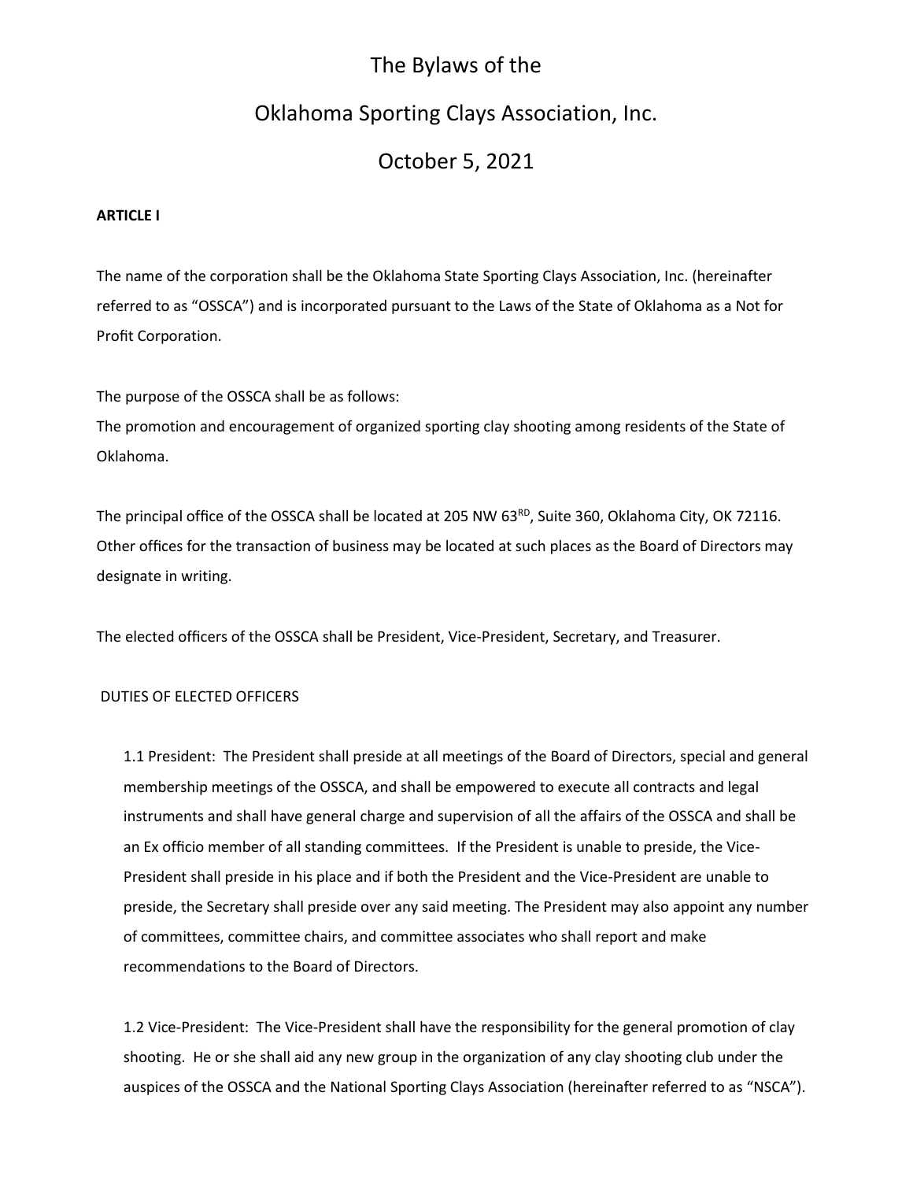# The Bylaws of the

# Oklahoma Sporting Clays Association, Inc.

# October 5, 2021

**ARTICLE I**

The name of the corporation shall be the Oklahoma State Sporting Clays Association, Inc. (hereinafter referred to as "OSSCA") and is incorporated pursuant to the Laws of the State of Oklahoma as a Not for Profit Corporation.

The purpose of the OSSCA shall be as follows:
The promotion and encouragement of organized sporting clay shooting among residents of the State of Oklahoma.

The principal office of the OSSCA shall be located at 205 NW 63RD, Suite 360, Oklahoma City, OK 72116. Other offices for the transaction of business may be located at such places as the Board of Directors may designate in writing.

The elected officers of the OSSCA shall be President, Vice-President, Secretary, and Treasurer.

DUTIES OF ELECTED OFFICERS

1.1 President: The President shall preside at all meetings of the Board of Directors, special and general membership meetings of the OSSCA, and shall be empowered to execute all contracts and legal instruments and shall have general charge and supervision of all the affairs of the OSSCA and shall be an Ex officio member of all standing committees. If the President is unable to preside, the Vice-President shall preside in his place and if both the President and the Vice-President are unable to preside, the Secretary shall preside over any said meeting. The President may also appoint any number of committees, committee chairs, and committee associates who shall report and make recommendations to the Board of Directors.

1.2 Vice-President: The Vice-President shall have the responsibility for the general promotion of clay shooting. He or she shall aid any new group in the organization of any clay shooting club under the auspices of the OSSCA and the National Sporting Clays Association (hereinafter referred to as "NSCA").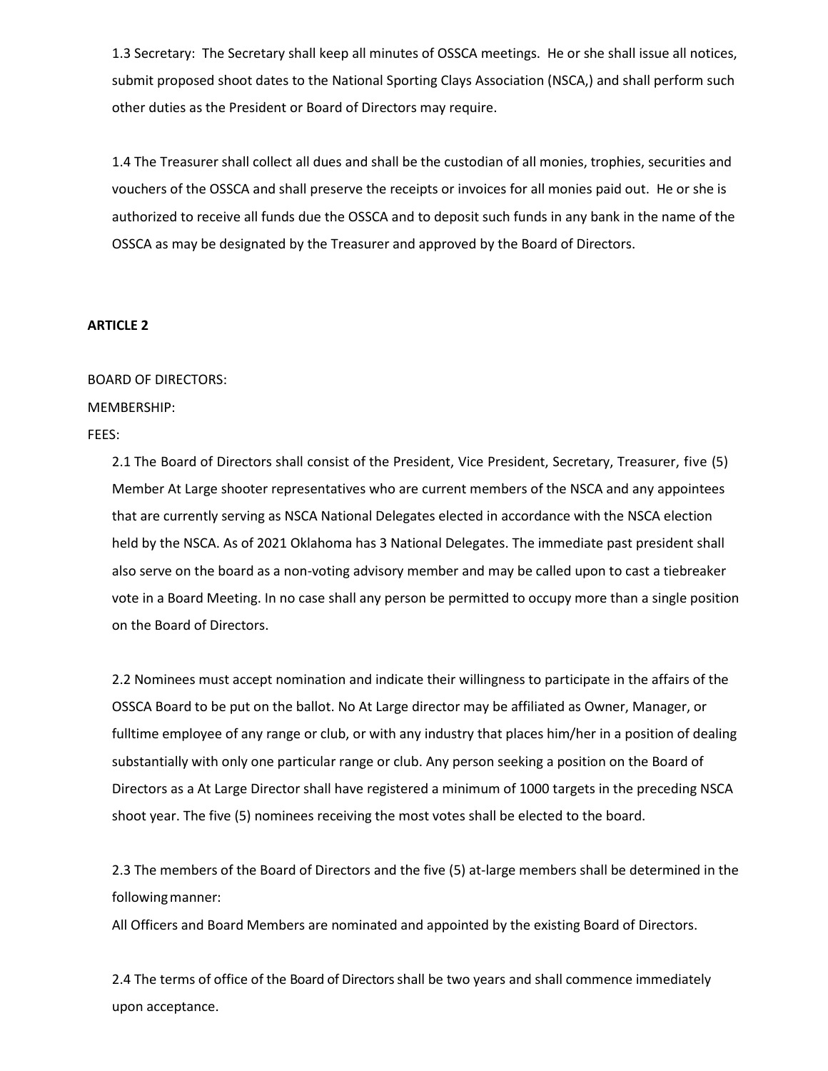1.3 Secretary: The Secretary shall keep all minutes of OSSCA meetings. He or she shall issue all notices, submit proposed shoot dates to the National Sporting Clays Association (NSCA,) and shall perform such other duties as the President or Board of Directors may require.

1.4 The Treasurer shall collect all dues and shall be the custodian of all monies, trophies, securities and vouchers of the OSSCA and shall preserve the receipts or invoices for all monies paid out. He or she is authorized to receive all funds due the OSSCA and to deposit such funds in any bank in the name of the OSSCA as may be designated by the Treasurer and approved by the Board of Directors.

**ARTICLE 2**

BOARD OF DIRECTORS:

MEMBERSHIP:

FEES:

2.1 The Board of Directors shall consist of the President, Vice President, Secretary, Treasurer, five (5) Member At Large shooter representatives who are current members of the NSCA and any appointees that are currently serving as NSCA National Delegates elected in accordance with the NSCA election held by the NSCA. As of 2021 Oklahoma has 3 National Delegates. The immediate past president shall also serve on the board as a non-voting advisory member and may be called upon to cast a tiebreaker vote in a Board Meeting. In no case shall any person be permitted to occupy more than a single position on the Board of Directors.

2.2 Nominees must accept nomination and indicate their willingness to participate in the affairs of the OSSCA Board to be put on the ballot. No At Large director may be affiliated as Owner, Manager, or fulltime employee of any range or club, or with any industry that places him/her in a position of dealing substantially with only one particular range or club. Any person seeking a position on the Board of Directors as a At Large Director shall have registered a minimum of 1000 targets in the preceding NSCA shoot year. The five (5) nominees receiving the most votes shall be elected to the board.

2.3 The members of the Board of Directors and the five (5) at-large members shall be determined in the following manner:

All Officers and Board Members are nominated and appointed by the existing Board of Directors.

2.4 The terms of office of the Board of Directors shall be two years and shall commence immediately upon acceptance.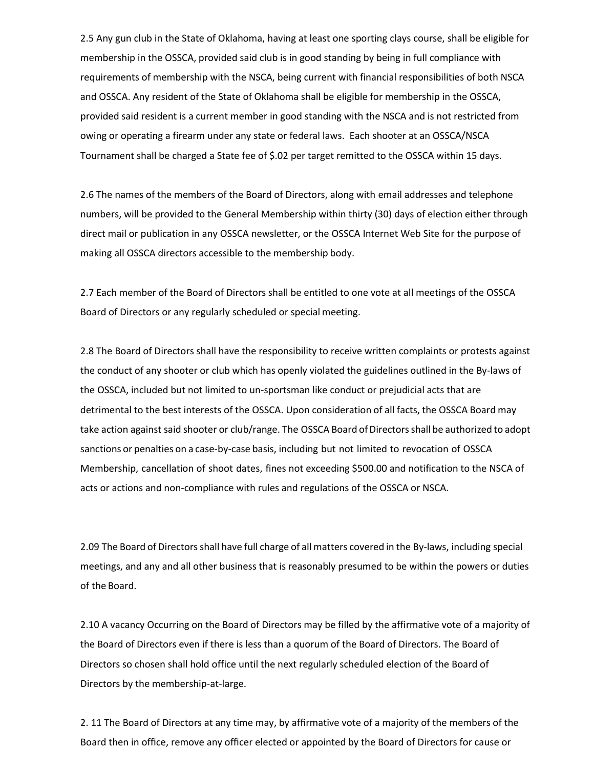2.5 Any gun club in the State of Oklahoma, having at least one sporting clays course, shall be eligible for membership in the OSSCA, provided said club is in good standing by being in full compliance with requirements of membership with the NSCA, being current with financial responsibilities of both NSCA and OSSCA. Any resident of the State of Oklahoma shall be eligible for membership in the OSSCA, provided said resident is a current member in good standing with the NSCA and is not restricted from owing or operating a firearm under any state or federal laws. Each shooter at an OSSCA/NSCA Tournament shall be charged a State fee of $.02 per target remitted to the OSSCA within 15 days.

2.6 The names of the members of the Board of Directors, along with email addresses and telephone numbers, will be provided to the General Membership within thirty (30) days of election either through direct mail or publication in any OSSCA newsletter, or the OSSCA Internet Web Site for the purpose of making all OSSCA directors accessible to the membership body.

2.7 Each member of the Board of Directors shall be entitled to one vote at all meetings of the OSSCA Board of Directors or any regularly scheduled or special meeting.

2.8 The Board of Directors shall have the responsibility to receive written complaints or protests against the conduct of any shooter or club which has openly violated the guidelines outlined in the By-laws of the OSSCA, included but not limited to un-sportsman like conduct or prejudicial acts that are detrimental to the best interests of the OSSCA. Upon consideration of all facts, the OSSCA Board may take action against said shooter or club/range. The OSSCA Board of Directors shall be authorized to adopt sanctions or penalties on a case-by-case basis, including but not limited to revocation of OSSCA Membership, cancellation of shoot dates, fines not exceeding $500.00 and notification to the NSCA of acts or actions and non-compliance with rules and regulations of the OSSCA or NSCA.

2.09 The Board of Directors shall have full charge of all matters covered in the By-laws, including special meetings, and any and all other business that is reasonably presumed to be within the powers or duties of the Board.

2.10 A vacancy Occurring on the Board of Directors may be filled by the affirmative vote of a majority of the Board of Directors even if there is less than a quorum of the Board of Directors. The Board of Directors so chosen shall hold office until the next regularly scheduled election of the Board of Directors by the membership-at-large.

2. 11 The Board of Directors at any time may, by affirmative vote of a majority of the members of the Board then in office, remove any officer elected or appointed by the Board of Directors for cause or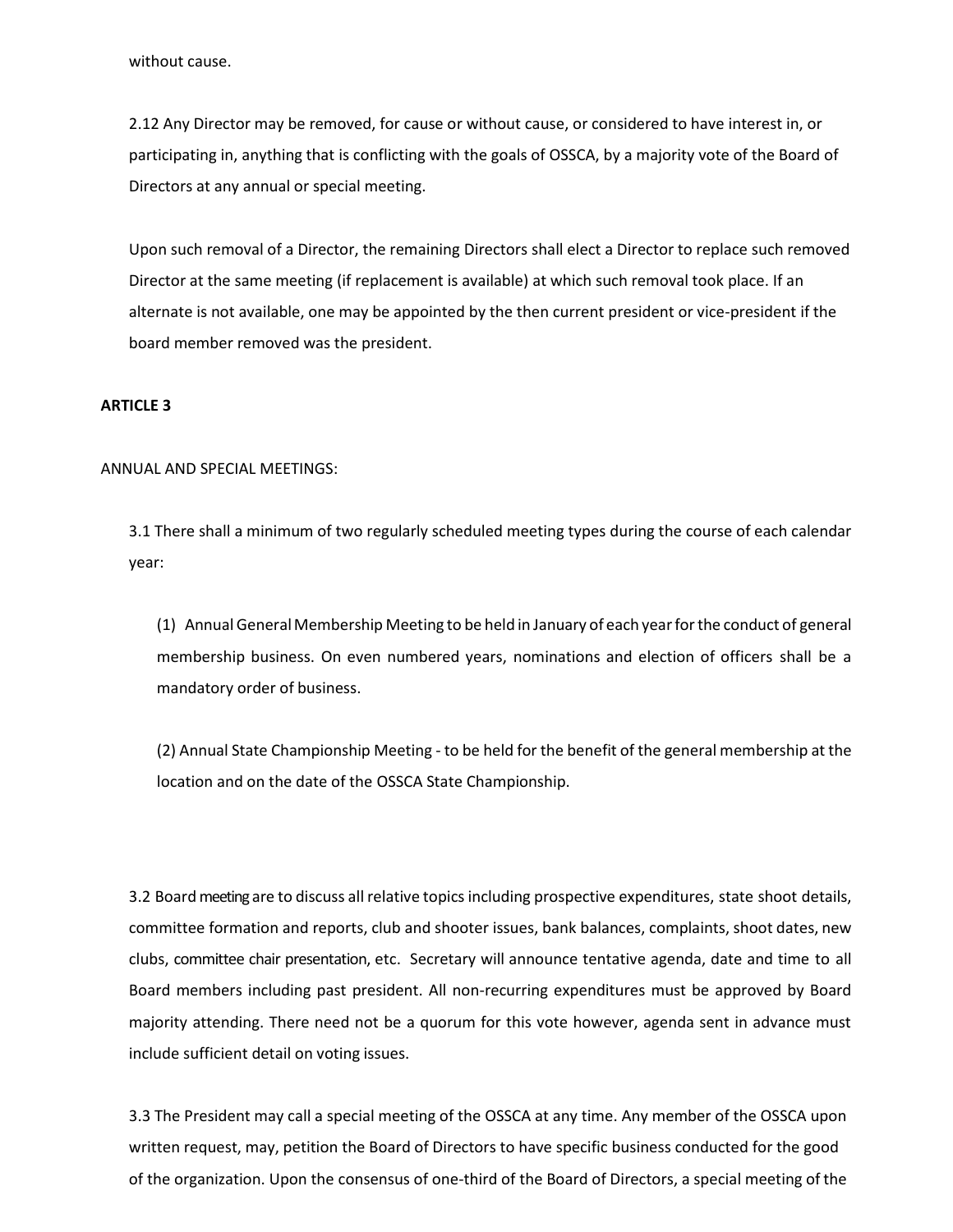without cause.

2.12 Any Director may be removed, for cause or without cause, or considered to have interest in, or participating in, anything that is conflicting with the goals of OSSCA, by a majority vote of the Board of Directors at any annual or special meeting.

Upon such removal of a Director, the remaining Directors shall elect a Director to replace such removed Director at the same meeting (if replacement is available) at which such removal took place. If an alternate is not available, one may be appointed by the then current president or vice-president if the board member removed was the president.

**ARTICLE 3**

ANNUAL AND SPECIAL MEETINGS:

3.1 There shall a minimum of two regularly scheduled meeting types during the course of each calendar year:

(1) Annual General Membership Meeting to be held in January of each year for the conduct of general membership business. On even numbered years, nominations and election of officers shall be a mandatory order of business.

(2) Annual State Championship Meeting - to be held for the benefit of the general membership at the location and on the date of the OSSCA State Championship.

3.2 Board meeting are to discuss all relative topics including prospective expenditures, state shoot details, committee formation and reports, club and shooter issues, bank balances, complaints, shoot dates, new clubs, committee chair presentation, etc. Secretary will announce tentative agenda, date and time to all Board members including past president. All non-recurring expenditures must be approved by Board majority attending. There need not be a quorum for this vote however, agenda sent in advance must include sufficient detail on voting issues.

3.3 The President may call a special meeting of the OSSCA at any time. Any member of the OSSCA upon written request, may, petition the Board of Directors to have specific business conducted for the good of the organization. Upon the consensus of one-third of the Board of Directors, a special meeting of the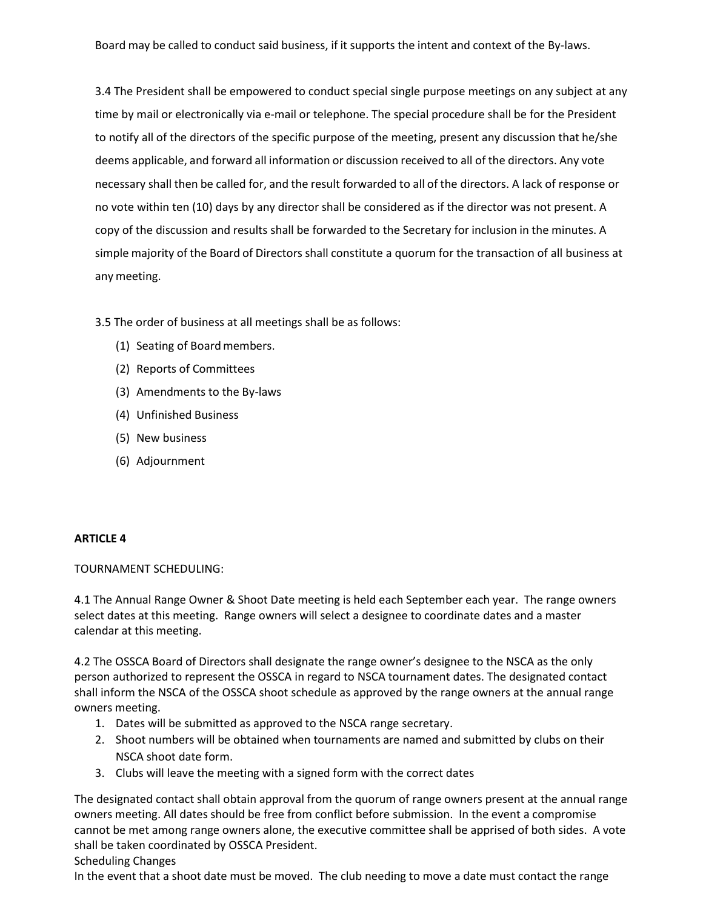Board may be called to conduct said business, if it supports the intent and context of the By-laws.

3.4 The President shall be empowered to conduct special single purpose meetings on any subject at any time by mail or electronically via e-mail or telephone. The special procedure shall be for the President to notify all of the directors of the specific purpose of the meeting, present any discussion that he/she deems applicable, and forward all information or discussion received to all of the directors. Any vote necessary shall then be called for, and the result forwarded to all of the directors. A lack of response or no vote within ten (10) days by any director shall be considered as if the director was not present. A copy of the discussion and results shall be forwarded to the Secretary for inclusion in the minutes. A simple majority of the Board of Directors shall constitute a quorum for the transaction of all business at any meeting.

3.5 The order of business at all meetings shall be as follows:

(1) Seating of Board members.

(2) Reports of Committees

(3) Amendments to the By-laws

(4) Unfinished Business

(5) New business

(6) Adjournment

**ARTICLE 4**

TOURNAMENT SCHEDULING:

4.1 The Annual Range Owner & Shoot Date meeting is held each September each year. The range owners select dates at this meeting. Range owners will select a designee to coordinate dates and a master calendar at this meeting.

4.2 The OSSCA Board of Directors shall designate the range owner's designee to the NSCA as the only person authorized to represent the OSSCA in regard to NSCA tournament dates. The designated contact shall inform the NSCA of the OSSCA shoot schedule as approved by the range owners at the annual range owners meeting.

1. Dates will be submitted as approved to the NSCA range secretary.
2. Shoot numbers will be obtained when tournaments are named and submitted by clubs on their NSCA shoot date form.
3. Clubs will leave the meeting with a signed form with the correct dates

The designated contact shall obtain approval from the quorum of range owners present at the annual range owners meeting. All dates should be free from conflict before submission. In the event a compromise cannot be met among range owners alone, the executive committee shall be apprised of both sides. A vote shall be taken coordinated by OSSCA President.

Scheduling Changes

In the event that a shoot date must be moved. The club needing to move a date must contact the range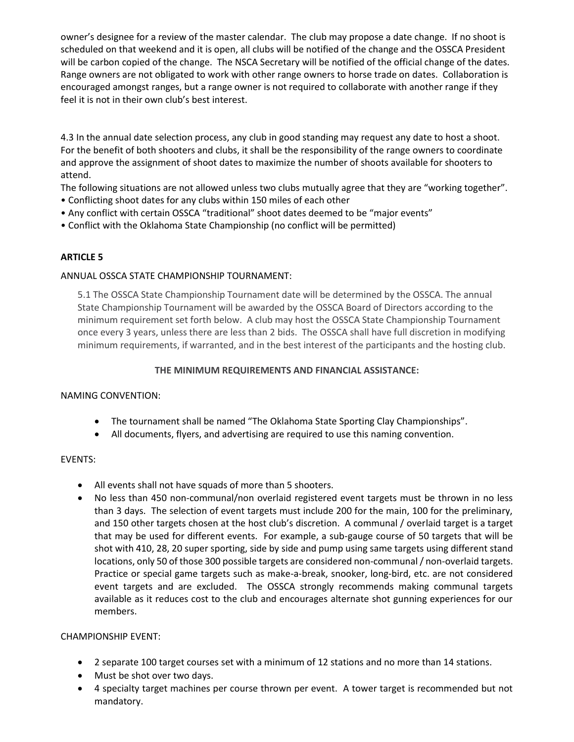owner's designee for a review of the master calendar. The club may propose a date change. If no shoot is scheduled on that weekend and it is open, all clubs will be notified of the change and the OSSCA President will be carbon copied of the change. The NSCA Secretary will be notified of the official change of the dates. Range owners are not obligated to work with other range owners to horse trade on dates. Collaboration is encouraged amongst ranges, but a range owner is not required to collaborate with another range if they feel it is not in their own club's best interest.

4.3 In the annual date selection process, any club in good standing may request any date to host a shoot. For the benefit of both shooters and clubs, it shall be the responsibility of the range owners to coordinate and approve the assignment of shoot dates to maximize the number of shoots available for shooters to attend.

The following situations are not allowed unless two clubs mutually agree that they are "working together".

- Conflicting shoot dates for any clubs within 150 miles of each other
- Any conflict with certain OSSCA "traditional" shoot dates deemed to be "major events"
- Conflict with the Oklahoma State Championship (no conflict will be permitted)

**ARTICLE 5**

ANNUAL OSSCA STATE CHAMPIONSHIP TOURNAMENT:

5.1 The OSSCA State Championship Tournament date will be determined by the OSSCA. The annual State Championship Tournament will be awarded by the OSSCA Board of Directors according to the minimum requirement set forth below. A club may host the OSSCA State Championship Tournament once every 3 years, unless there are less than 2 bids. The OSSCA shall have full discretion in modifying minimum requirements, if warranted, and in the best interest of the participants and the hosting club.

**THE MINIMUM REQUIREMENTS AND FINANCIAL ASSISTANCE:**

NAMING CONVENTION:

- The tournament shall be named "The Oklahoma State Sporting Clay Championships".
- All documents, flyers, and advertising are required to use this naming convention.

EVENTS:

- All events shall not have squads of more than 5 shooters.
- No less than 450 non-communal/non overlaid registered event targets must be thrown in no less than 3 days. The selection of event targets must include 200 for the main, 100 for the preliminary, and 150 other targets chosen at the host club's discretion. A communal / overlaid target is a target that may be used for different events. For example, a sub-gauge course of 50 targets that will be shot with 410, 28, 20 super sporting, side by side and pump using same targets using different stand locations, only 50 of those 300 possible targets are considered non-communal / non-overlaid targets. Practice or special game targets such as make-a-break, snooker, long-bird, etc. are not considered event targets and are excluded. The OSSCA strongly recommends making communal targets available as it reduces cost to the club and encourages alternate shot gunning experiences for our members.

CHAMPIONSHIP EVENT:

- 2 separate 100 target courses set with a minimum of 12 stations and no more than 14 stations.
- Must be shot over two days.
- 4 specialty target machines per course thrown per event. A tower target is recommended but not mandatory.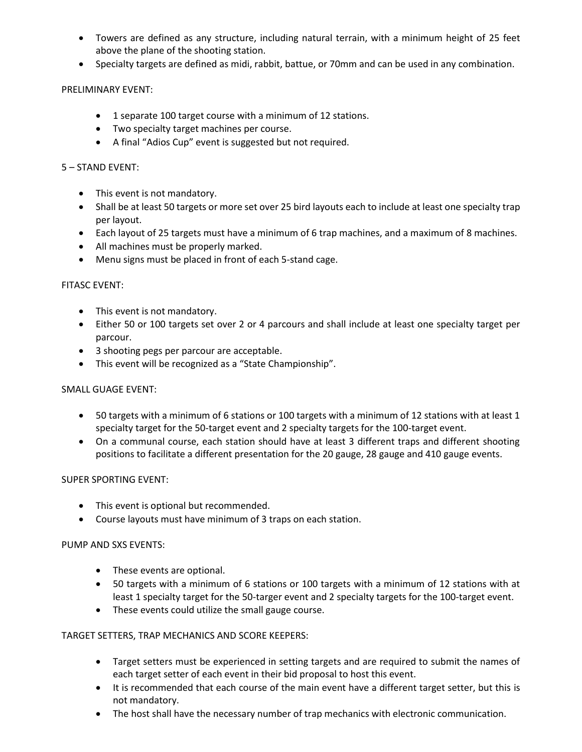- Towers are defined as any structure, including natural terrain, with a minimum height of 25 feet above the plane of the shooting station.
- Specialty targets are defined as midi, rabbit, battue, or 70mm and can be used in any combination.

PRELIMINARY EVENT:

- 1 separate 100 target course with a minimum of 12 stations.
- Two specialty target machines per course.
- A final "Adios Cup" event is suggested but not required.

5 – STAND EVENT:

- This event is not mandatory.
- Shall be at least 50 targets or more set over 25 bird layouts each to include at least one specialty trap per layout.
- Each layout of 25 targets must have a minimum of 6 trap machines, and a maximum of 8 machines.
- All machines must be properly marked.
- Menu signs must be placed in front of each 5-stand cage.

FITASC EVENT:

- This event is not mandatory.
- Either 50 or 100 targets set over 2 or 4 parcours and shall include at least one specialty target per parcour.
- 3 shooting pegs per parcour are acceptable.
- This event will be recognized as a "State Championship".

SMALL GUAGE EVENT:

- 50 targets with a minimum of 6 stations or 100 targets with a minimum of 12 stations with at least 1 specialty target for the 50-target event and 2 specialty targets for the 100-target event.
- On a communal course, each station should have at least 3 different traps and different shooting positions to facilitate a different presentation for the 20 gauge, 28 gauge and 410 gauge events.

SUPER SPORTING EVENT:

- This event is optional but recommended.
- Course layouts must have minimum of 3 traps on each station.

PUMP AND SXS EVENTS:

- These events are optional.
- 50 targets with a minimum of 6 stations or 100 targets with a minimum of 12 stations with at least 1 specialty target for the 50-targer event and 2 specialty targets for the 100-target event.
- These events could utilize the small gauge course.

TARGET SETTERS, TRAP MECHANICS AND SCORE KEEPERS:

- Target setters must be experienced in setting targets and are required to submit the names of each target setter of each event in their bid proposal to host this event.
- It is recommended that each course of the main event have a different target setter, but this is not mandatory.
- The host shall have the necessary number of trap mechanics with electronic communication.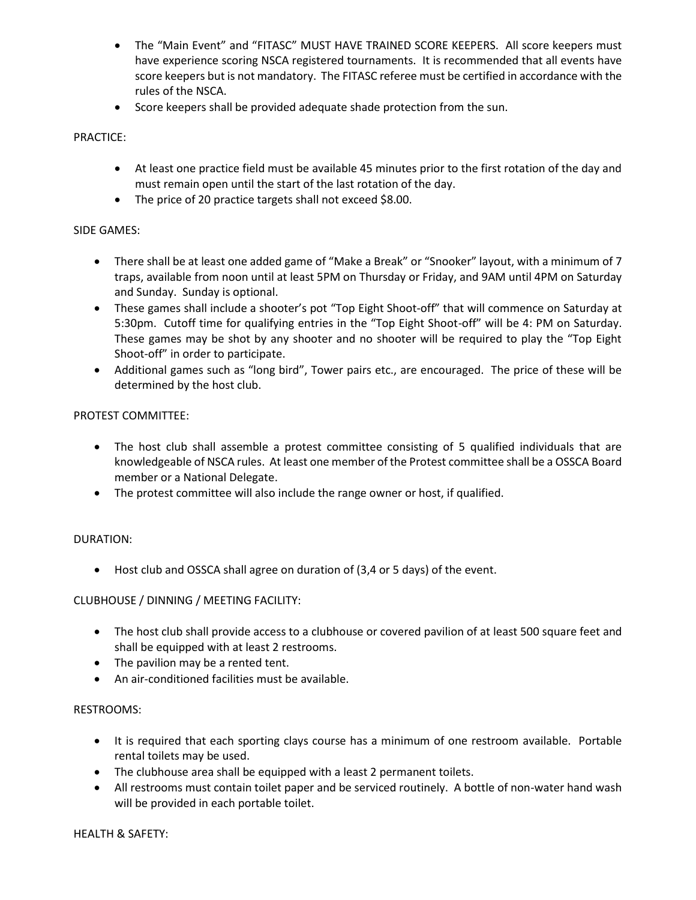- The “Main Event” and “FITASC” MUST HAVE TRAINED SCORE KEEPERS. All score keepers must have experience scoring NSCA registered tournaments. It is recommended that all events have score keepers but is not mandatory. The FITASC referee must be certified in accordance with the rules of the NSCA.
- Score keepers shall be provided adequate shade protection from the sun.

PRACTICE:

- At least one practice field must be available 45 minutes prior to the first rotation of the day and must remain open until the start of the last rotation of the day.
- The price of 20 practice targets shall not exceed $8.00.

SIDE GAMES:

- There shall be at least one added game of “Make a Break” or “Snooker” layout, with a minimum of 7 traps, available from noon until at least 5PM on Thursday or Friday, and 9AM until 4PM on Saturday and Sunday. Sunday is optional.
- These games shall include a shooter’s pot “Top Eight Shoot-off” that will commence on Saturday at 5:30pm. Cutoff time for qualifying entries in the “Top Eight Shoot-off” will be 4: PM on Saturday. These games may be shot by any shooter and no shooter will be required to play the “Top Eight Shoot-off” in order to participate.
- Additional games such as “long bird”, Tower pairs etc., are encouraged. The price of these will be determined by the host club.

PROTEST COMMITTEE:

- The host club shall assemble a protest committee consisting of 5 qualified individuals that are knowledgeable of NSCA rules. At least one member of the Protest committee shall be a OSSCA Board member or a National Delegate.
- The protest committee will also include the range owner or host, if qualified.

DURATION:

- Host club and OSSCA shall agree on duration of (3,4 or 5 days) of the event.

CLUBHOUSE / DINNING / MEETING FACILITY:

- The host club shall provide access to a clubhouse or covered pavilion of at least 500 square feet and shall be equipped with at least 2 restrooms.
- The pavilion may be a rented tent.
- An air-conditioned facilities must be available.

RESTROOMS:

- It is required that each sporting clays course has a minimum of one restroom available. Portable rental toilets may be used.
- The clubhouse area shall be equipped with a least 2 permanent toilets.
- All restrooms must contain toilet paper and be serviced routinely. A bottle of non-water hand wash will be provided in each portable toilet.

HEALTH & SAFETY: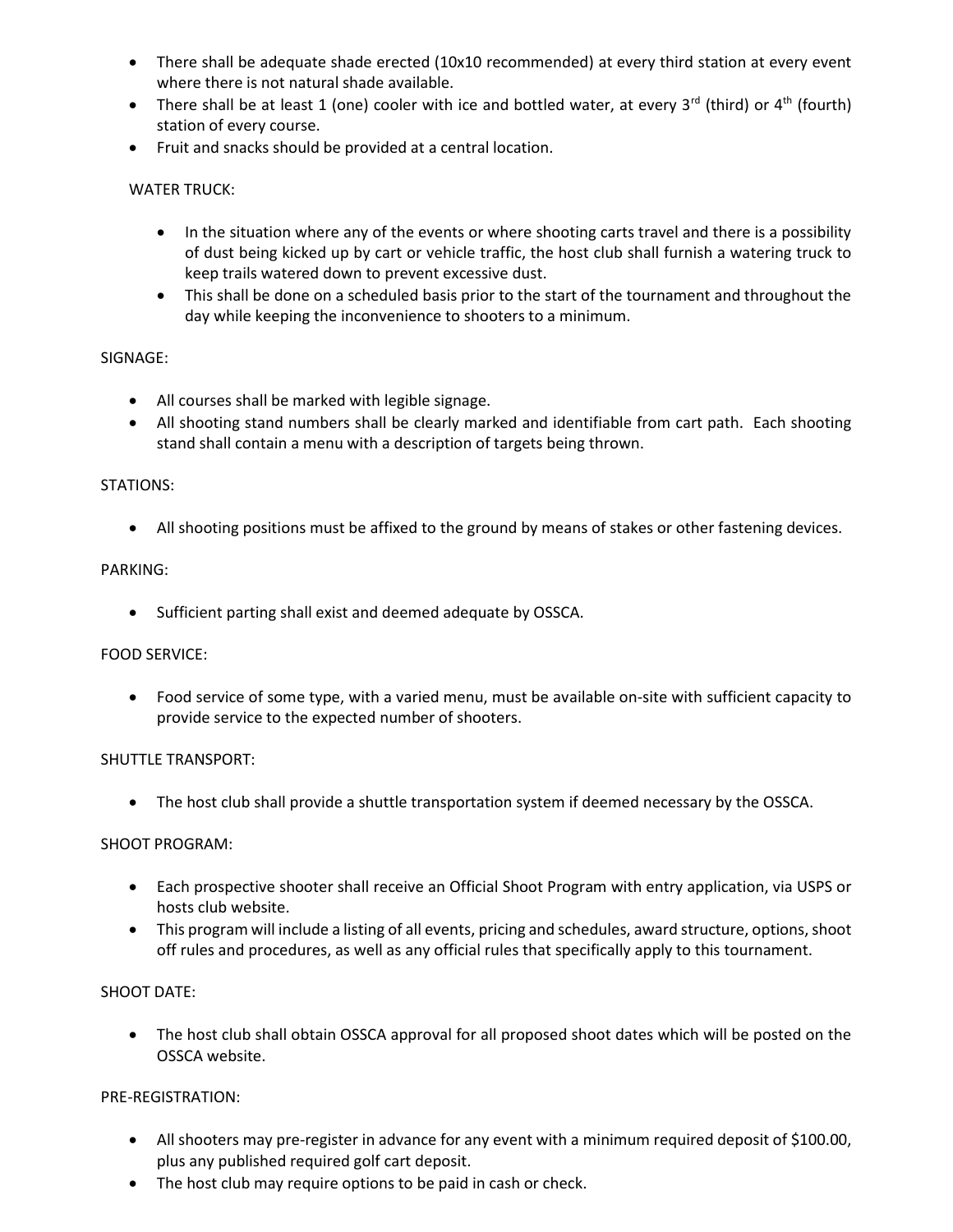- There shall be adequate shade erected (10x10 recommended) at every third station at every event where there is not natural shade available.
- There shall be at least 1 (one) cooler with ice and bottled water, at every 3rd (third) or 4th (fourth) station of every course.
- Fruit and snacks should be provided at a central location.

WATER TRUCK:

- In the situation where any of the events or where shooting carts travel and there is a possibility of dust being kicked up by cart or vehicle traffic, the host club shall furnish a watering truck to keep trails watered down to prevent excessive dust.
- This shall be done on a scheduled basis prior to the start of the tournament and throughout the day while keeping the inconvenience to shooters to a minimum.

SIGNAGE:

- All courses shall be marked with legible signage.
- All shooting stand numbers shall be clearly marked and identifiable from cart path. Each shooting stand shall contain a menu with a description of targets being thrown.

STATIONS:

- All shooting positions must be affixed to the ground by means of stakes or other fastening devices.

PARKING:

- Sufficient parting shall exist and deemed adequate by OSSCA.

FOOD SERVICE:

- Food service of some type, with a varied menu, must be available on-site with sufficient capacity to provide service to the expected number of shooters.

SHUTTLE TRANSPORT:

- The host club shall provide a shuttle transportation system if deemed necessary by the OSSCA.

SHOOT PROGRAM:

- Each prospective shooter shall receive an Official Shoot Program with entry application, via USPS or hosts club website.
- This program will include a listing of all events, pricing and schedules, award structure, options, shoot off rules and procedures, as well as any official rules that specifically apply to this tournament.

SHOOT DATE:

- The host club shall obtain OSSCA approval for all proposed shoot dates which will be posted on the OSSCA website.

PRE-REGISTRATION:

- All shooters may pre-register in advance for any event with a minimum required deposit of $100.00, plus any published required golf cart deposit.
- The host club may require options to be paid in cash or check.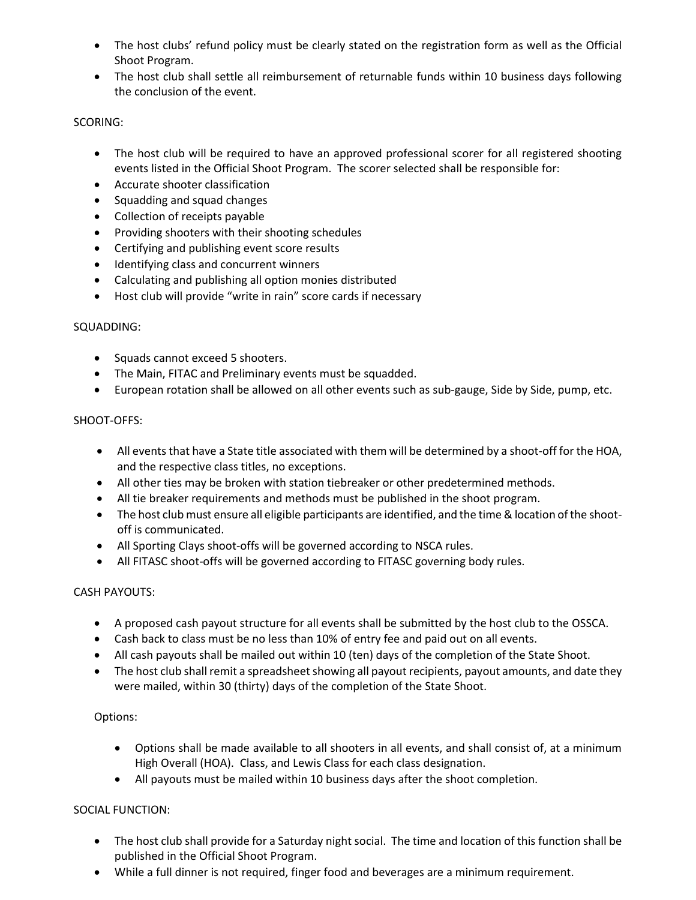- The host clubs' refund policy must be clearly stated on the registration form as well as the Official Shoot Program.
- The host club shall settle all reimbursement of returnable funds within 10 business days following the conclusion of the event.

SCORING:

- The host club will be required to have an approved professional scorer for all registered shooting events listed in the Official Shoot Program. The scorer selected shall be responsible for:
- Accurate shooter classification
- Squadding and squad changes
- Collection of receipts payable
- Providing shooters with their shooting schedules
- Certifying and publishing event score results
- Identifying class and concurrent winners
- Calculating and publishing all option monies distributed
- Host club will provide "write in rain" score cards if necessary

SQUADDING:

- Squads cannot exceed 5 shooters.
- The Main, FITAC and Preliminary events must be squadded.
- European rotation shall be allowed on all other events such as sub-gauge, Side by Side, pump, etc.

SHOOT-OFFS:

- All events that have a State title associated with them will be determined by a shoot-off for the HOA, and the respective class titles, no exceptions.
- All other ties may be broken with station tiebreaker or other predetermined methods.
- All tie breaker requirements and methods must be published in the shoot program.
- The host club must ensure all eligible participants are identified, and the time & location of the shoot-off is communicated.
- All Sporting Clays shoot-offs will be governed according to NSCA rules.
- All FITASC shoot-offs will be governed according to FITASC governing body rules.

CASH PAYOUTS:

- A proposed cash payout structure for all events shall be submitted by the host club to the OSSCA.
- Cash back to class must be no less than 10% of entry fee and paid out on all events.
- All cash payouts shall be mailed out within 10 (ten) days of the completion of the State Shoot.
- The host club shall remit a spreadsheet showing all payout recipients, payout amounts, and date they were mailed, within 30 (thirty) days of the completion of the State Shoot.

Options:

- Options shall be made available to all shooters in all events, and shall consist of, at a minimum High Overall (HOA). Class, and Lewis Class for each class designation.
- All payouts must be mailed within 10 business days after the shoot completion.

SOCIAL FUNCTION:

- The host club shall provide for a Saturday night social. The time and location of this function shall be published in the Official Shoot Program.
- While a full dinner is not required, finger food and beverages are a minimum requirement.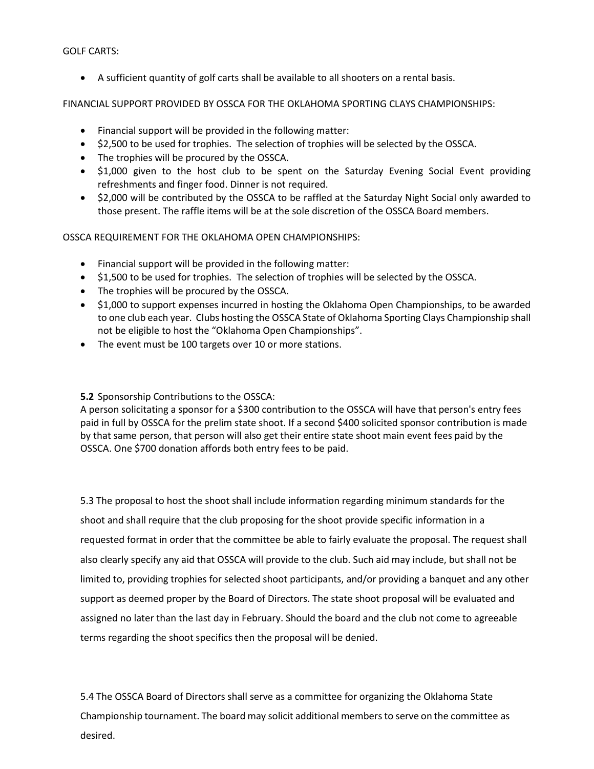GOLF CARTS:

- A sufficient quantity of golf carts shall be available to all shooters on a rental basis.

FINANCIAL SUPPORT PROVIDED BY OSSCA FOR THE OKLAHOMA SPORTING CLAYS CHAMPIONSHIPS:

- Financial support will be provided in the following matter:
- $2,500 to be used for trophies. The selection of trophies will be selected by the OSSCA.
- The trophies will be procured by the OSSCA.
- $1,000 given to the host club to be spent on the Saturday Evening Social Event providing refreshments and finger food. Dinner is not required.
- $2,000 will be contributed by the OSSCA to be raffled at the Saturday Night Social only awarded to those present. The raffle items will be at the sole discretion of the OSSCA Board members.

OSSCA REQUIREMENT FOR THE OKLAHOMA OPEN CHAMPIONSHIPS:

- Financial support will be provided in the following matter:
- $1,500 to be used for trophies. The selection of trophies will be selected by the OSSCA.
- The trophies will be procured by the OSSCA.
- $1,000 to support expenses incurred in hosting the Oklahoma Open Championships, to be awarded to one club each year. Clubs hosting the OSSCA State of Oklahoma Sporting Clays Championship shall not be eligible to host the "Oklahoma Open Championships".
- The event must be 100 targets over 10 or more stations.

**5.2** Sponsorship Contributions to the OSSCA:
A person solicitating a sponsor for a $300 contribution to the OSSCA will have that person's entry fees paid in full by OSSCA for the prelim state shoot. If a second $400 solicited sponsor contribution is made by that same person, that person will also get their entire state shoot main event fees paid by the OSSCA. One $700 donation affords both entry fees to be paid.

5.3 The proposal to host the shoot shall include information regarding minimum standards for the shoot and shall require that the club proposing for the shoot provide specific information in a requested format in order that the committee be able to fairly evaluate the proposal. The request shall also clearly specify any aid that OSSCA will provide to the club. Such aid may include, but shall not be limited to, providing trophies for selected shoot participants, and/or providing a banquet and any other support as deemed proper by the Board of Directors. The state shoot proposal will be evaluated and assigned no later than the last day in February. Should the board and the club not come to agreeable terms regarding the shoot specifics then the proposal will be denied.

5.4 The OSSCA Board of Directors shall serve as a committee for organizing the Oklahoma State Championship tournament. The board may solicit additional members to serve on the committee as desired.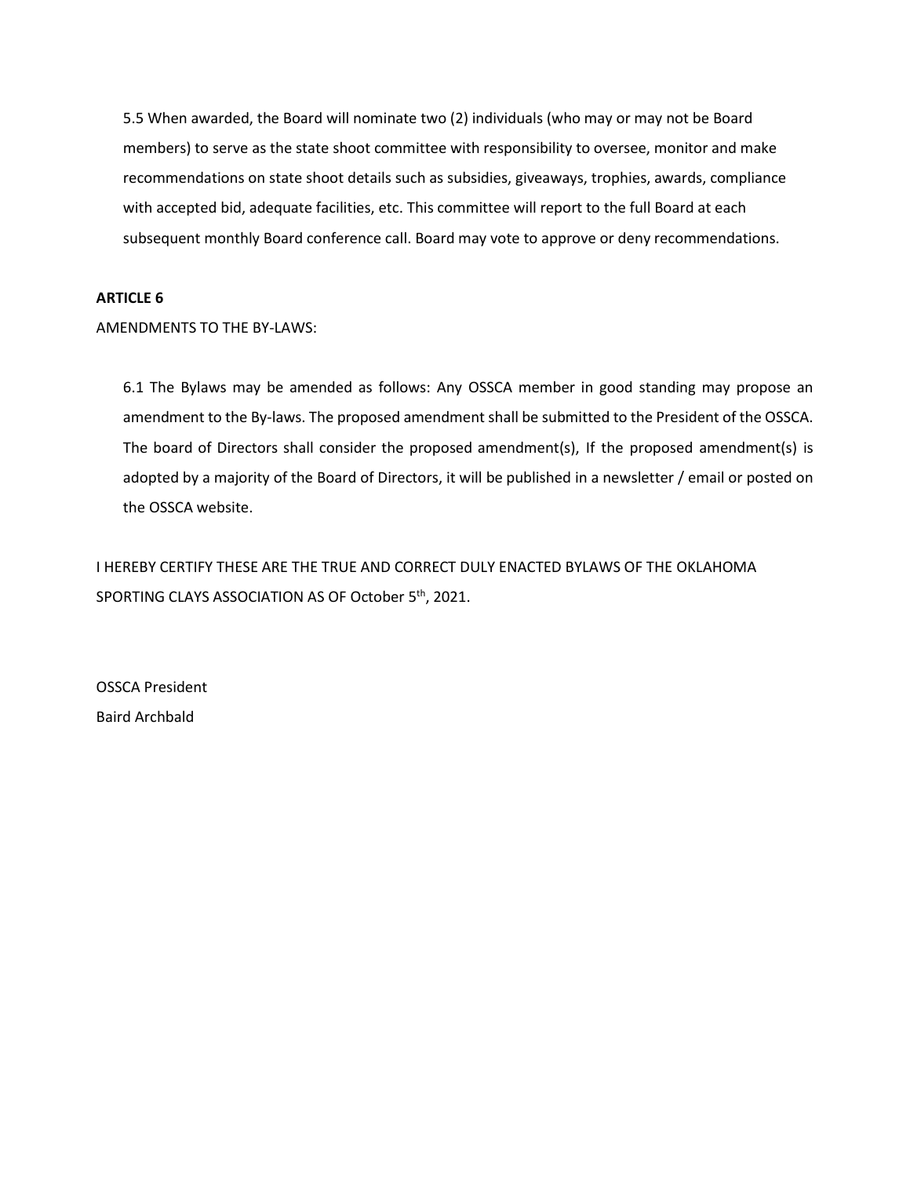5.5 When awarded, the Board will nominate two (2) individuals (who may or may not be Board members) to serve as the state shoot committee with responsibility to oversee, monitor and make recommendations on state shoot details such as subsidies, giveaways, trophies, awards, compliance with accepted bid, adequate facilities, etc. This committee will report to the full Board at each subsequent monthly Board conference call. Board may vote to approve or deny recommendations.

**ARTICLE 6**

AMENDMENTS TO THE BY-LAWS:

6.1 The Bylaws may be amended as follows: Any OSSCA member in good standing may propose an amendment to the By-laws. The proposed amendment shall be submitted to the President of the OSSCA. The board of Directors shall consider the proposed amendment(s), If the proposed amendment(s) is adopted by a majority of the Board of Directors, it will be published in a newsletter / email or posted on the OSSCA website.

I HEREBY CERTIFY THESE ARE THE TRUE AND CORRECT DULY ENACTED BYLAWS OF THE OKLAHOMA SPORTING CLAYS ASSOCIATION AS OF October 5th, 2021.

OSSCA President
Baird Archbald